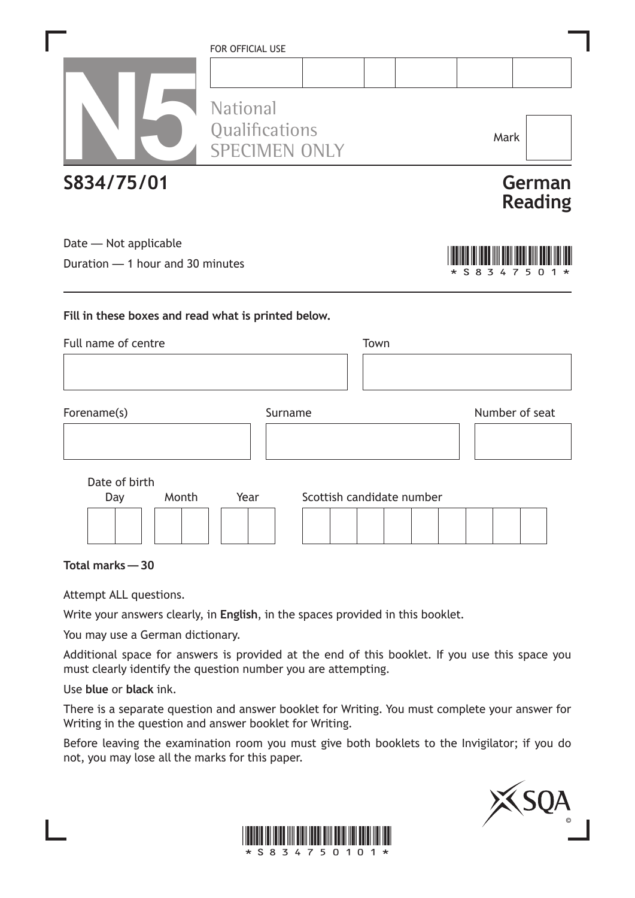FOR OFFICIAL USE

N5 National Qualifications SPECIMEN ONLY

Mark

**S834/75/01**

# German Reading

Date — Not applicable

Duration — 1 hour and 30 minutes

*S834750 1*

**Fill in these boxes and read what is printed below.**

Full name of centre

Town

Forename(s)

Surname

Number of seat

Date of birth

Day Month Year

Scottish candidate number

**Total marks — 30**

Attempt ALL questions.

Write your answers clearly, in **English**, in the spaces provided in this booklet.

You may use a German dictionary.

Additional space for answers is provided at the end of this booklet. If you use this space you must clearly identify the question number you are attempting.

Use **blue** or **black** ink.

There is a separate question and answer booklet for Writing. You must complete your answer for Writing in the question and answer booklet for Writing.

Before leaving the examination room you must give both booklets to the Invigilator; if you do not, you may lose all the marks for this paper.

*S83475010 1*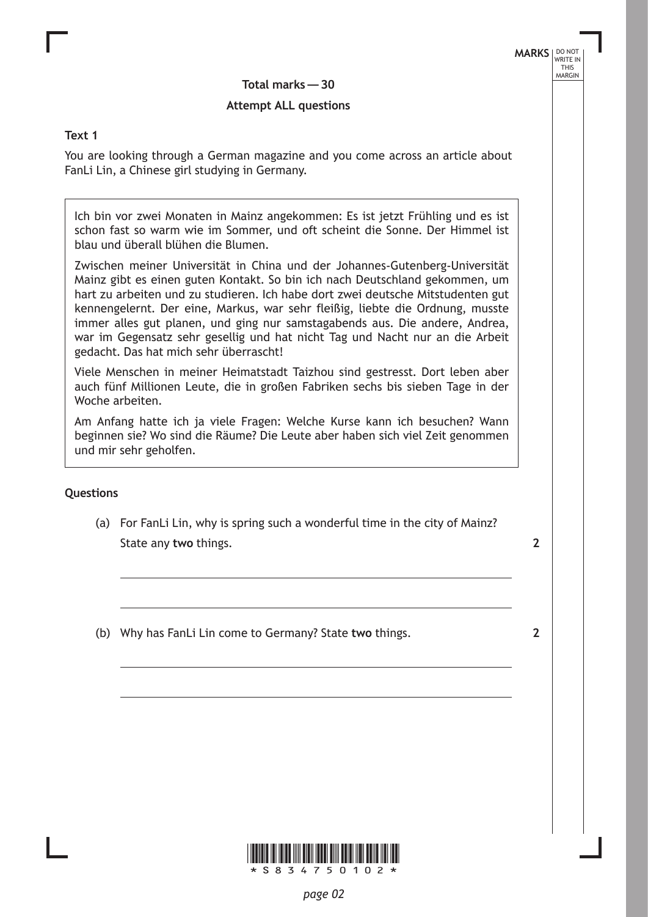**Total marks — 30**

**Attempt ALL questions**

**Text 1**

You are looking through a German magazine and you come across an article about FanLi Lin, a Chinese girl studying in Germany.

> Ich bin vor zwei Monaten in Mainz angekommen: Es ist jetzt Frühling und es ist schon fast so warm wie im Sommer, und oft scheint die Sonne. Der Himmel ist blau und überall blühen die Blumen.
>
> Zwischen meiner Universität in China und der Johannes-Gutenberg-Universität Mainz gibt es einen guten Kontakt. So bin ich nach Deutschland gekommen, um hart zu arbeiten und zu studieren. Ich habe dort zwei deutsche Mitstudenten gut kennengelernt. Der eine, Markus, war sehr fleißig, liebte die Ordnung, musste immer alles gut planen, und ging nur samstagabends aus. Die andere, Andrea, war im Gegensatz sehr gesellig und hat nicht Tag und Nacht nur an die Arbeit gedacht. Das hat mich sehr überrascht!
>
> Viele Menschen in meiner Heimatstadt Taizhou sind gestresst. Dort leben aber auch fünf Millionen Leute, die in großen Fabriken sechs bis sieben Tage in der Woche arbeiten.
>
> Am Anfang hatte ich ja viele Fragen: Welche Kurse kann ich besuchen? Wann beginnen sie? Wo sind die Räume? Die Leute aber haben sich viel Zeit genommen und mir sehr geholfen.

**Questions**

(a) For FanLi Lin, why is spring such a wonderful time in the city of Mainz? State any **two** things. **2**

(b) Why has FanLi Lin come to Germany? State **two** things. **2**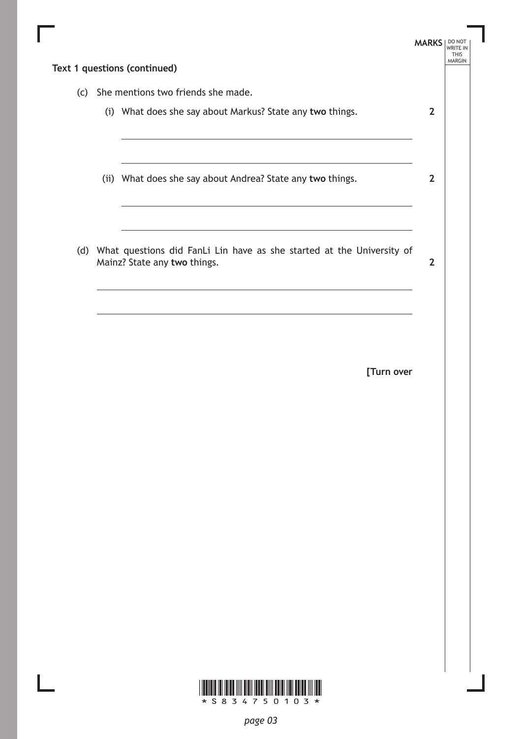**Text 1 questions (continued)**

(c) She mentions two friends she made.

(i) What does she say about Markus? State any **two** things. **2**

(ii) What does she say about Andrea? State any **two** things. **2**

(d) What questions did FanLi Lin have as she started at the University of Mainz? State any **two** things. **2**

**[Turn over**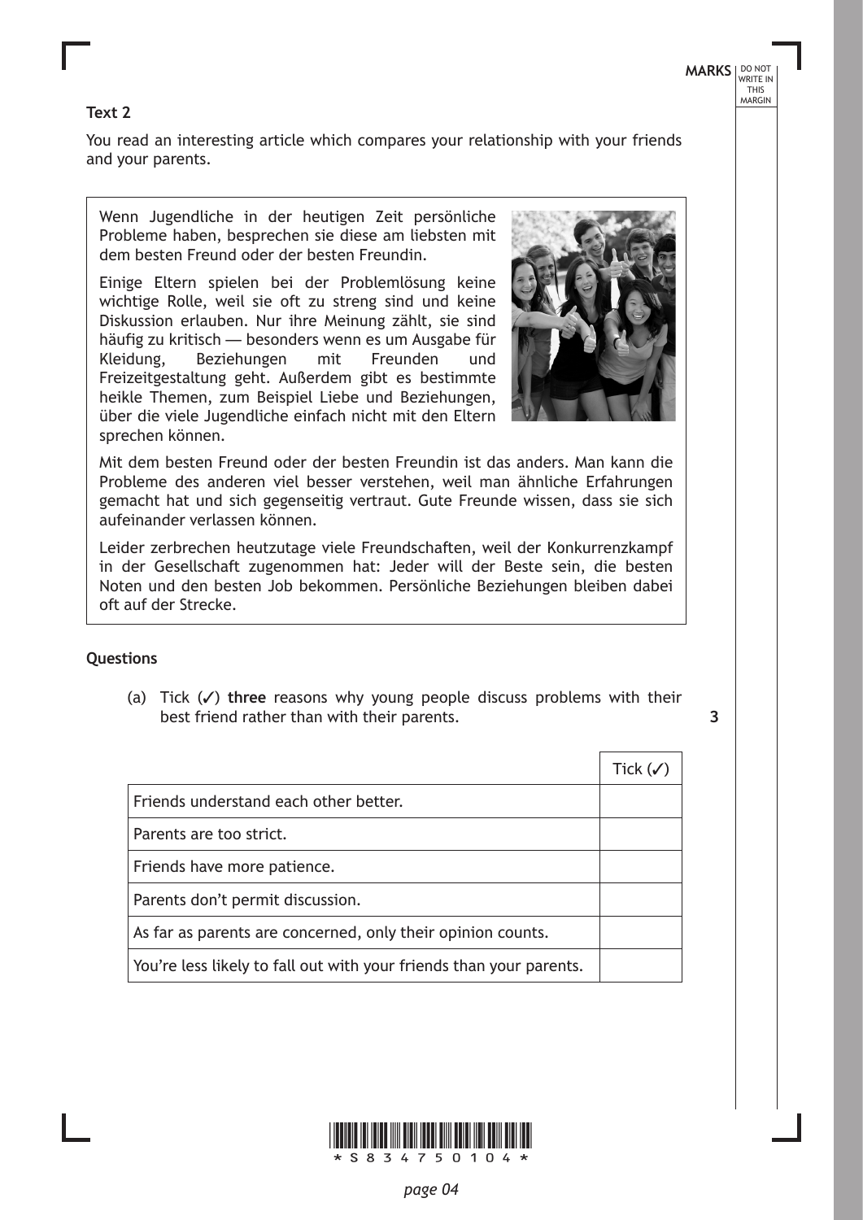**Text 2**

You read an interesting article which compares your relationship with your friends and your parents.

> Wenn Jugendliche in der heutigen Zeit persönliche Probleme haben, besprechen sie diese am liebsten mit dem besten Freund oder der besten Freundin.
>
> Einige Eltern spielen bei der Problemlösung keine wichtige Rolle, weil sie oft zu streng sind und keine Diskussion erlauben. Nur ihre Meinung zählt, sie sind häufig zu kritisch — besonders wenn es um Ausgabe für Kleidung, Beziehungen mit Freunden und Freizeitgestaltung geht. Außerdem gibt es bestimmte heikle Themen, zum Beispiel Liebe und Beziehungen, über die viele Jugendliche einfach nicht mit den Eltern sprechen können.
>
> Mit dem besten Freund oder der besten Freundin ist das anders. Man kann die Probleme des anderen viel besser verstehen, weil man ähnliche Erfahrungen gemacht hat und sich gegenseitig vertraut. Gute Freunde wissen, dass sie sich aufeinander verlassen können.
>
> Leider zerbrechen heutzutage viele Freundschaften, weil der Konkurrenzkampf in der Gesellschaft zugenommen hat: Jeder will der Beste sein, die besten Noten und den besten Job bekommen. Persönliche Beziehungen bleiben dabei oft auf der Strecke.

**Questions**

(a) Tick (✓) **three** reasons why young people discuss problems with their best friend rather than with their parents. **3**

| | Tick (✓) |
|---|---|
| Friends understand each other better. | |
| Parents are too strict. | |
| Friends have more patience. | |
| Parents don't permit discussion. | |
| As far as parents are concerned, only their opinion counts. | |
| You're less likely to fall out with your friends than your parents. | |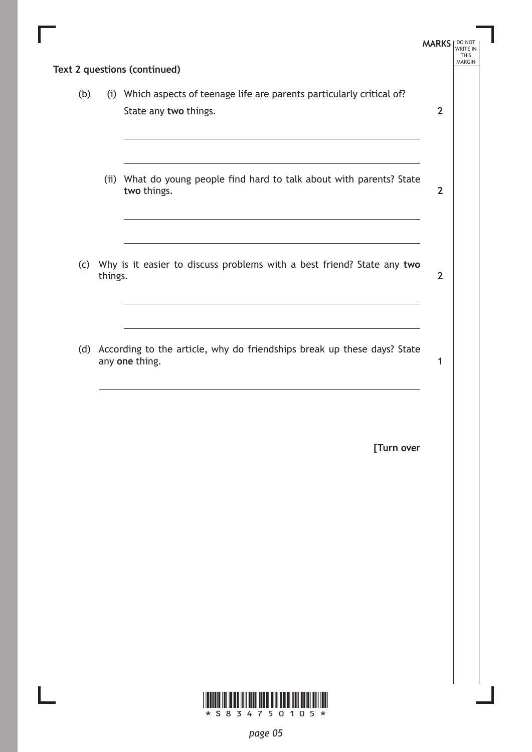**Text 2 questions (continued)**

(b) (i) Which aspects of teenage life are parents particularly critical of? State any **two** things. **2**

(ii) What do young people find hard to talk about with parents? State **two** things. **2**

(c) Why is it easier to discuss problems with a best friend? State any **two** things. **2**

(d) According to the article, why do friendships break up these days? State any **one** thing. **1**

**[Turn over**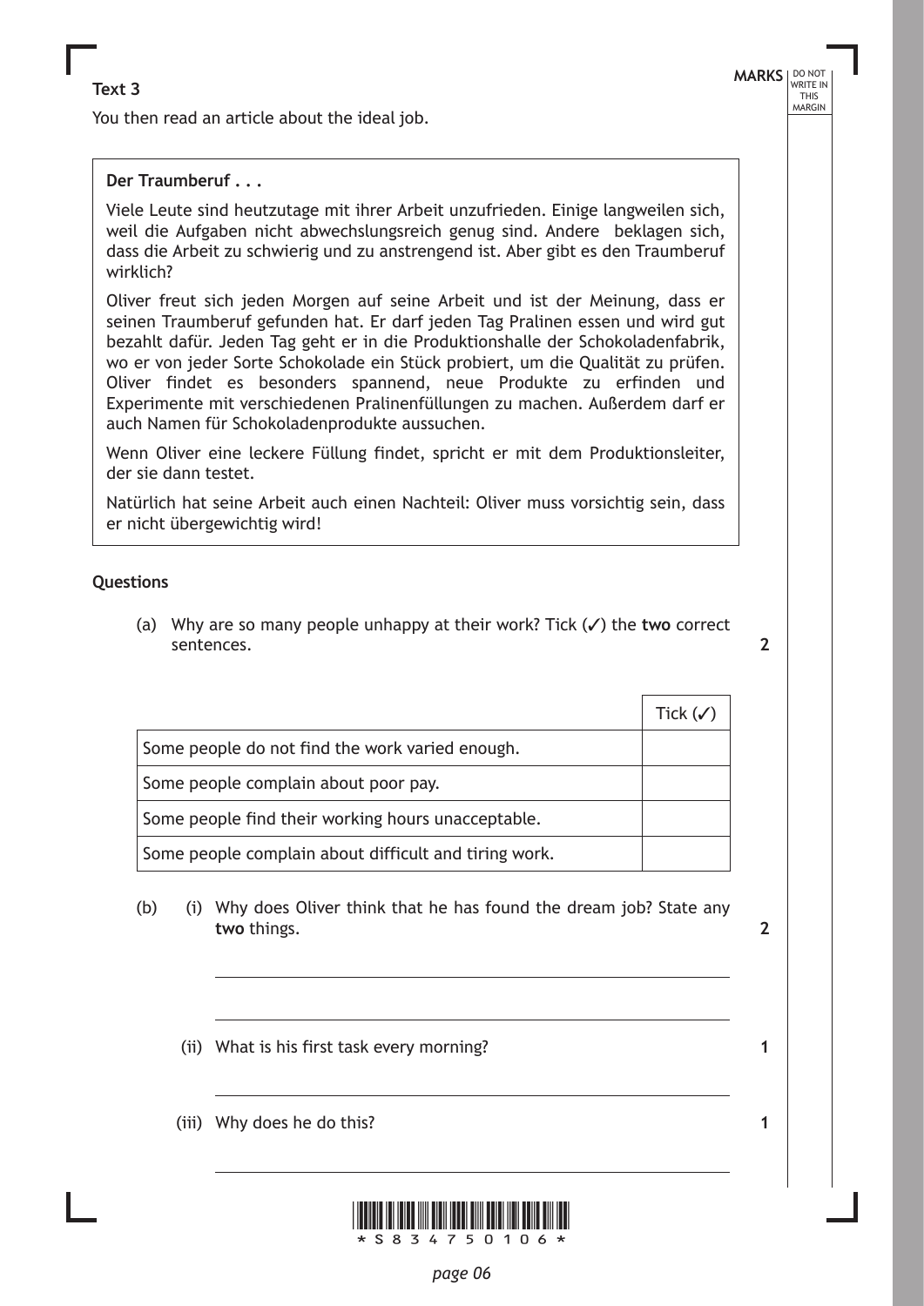**Text 3**

You then read an article about the ideal job.

**Der Traumberuf . . .**

Viele Leute sind heutzutage mit ihrer Arbeit unzufrieden. Einige langweilen sich, weil die Aufgaben nicht abwechslungsreich genug sind. Andere beklagen sich, dass die Arbeit zu schwierig und zu anstrengend ist. Aber gibt es den Traumberuf wirklich?

Oliver freut sich jeden Morgen auf seine Arbeit und ist der Meinung, dass er seinen Traumberuf gefunden hat. Er darf jeden Tag Pralinen essen und wird gut bezahlt dafür. Jeden Tag geht er in die Produktionshalle der Schokoladenfabrik, wo er von jeder Sorte Schokolade ein Stück probiert, um die Qualität zu prüfen. Oliver findet es besonders spannend, neue Produkte zu erfinden und Experimente mit verschiedenen Pralinenfüllungen zu machen. Außerdem darf er auch Namen für Schokoladenprodukte aussuchen.

Wenn Oliver eine leckere Füllung findet, spricht er mit dem Produktionsleiter, der sie dann testet.

Natürlich hat seine Arbeit auch einen Nachteil: Oliver muss vorsichtig sein, dass er nicht übergewichtig wird!

**Questions**

(a) Why are so many people unhappy at their work? Tick (✓) the **two** correct sentences. **2**

| | Tick (✓) |
|---|---|
| Some people do not find the work varied enough. | |
| Some people complain about poor pay. | |
| Some people find their working hours unacceptable. | |
| Some people complain about difficult and tiring work. | |

(b) (i) Why does Oliver think that he has found the dream job? State any **two** things. **2**

(ii) What is his first task every morning? **1**

(iii) Why does he do this? **1**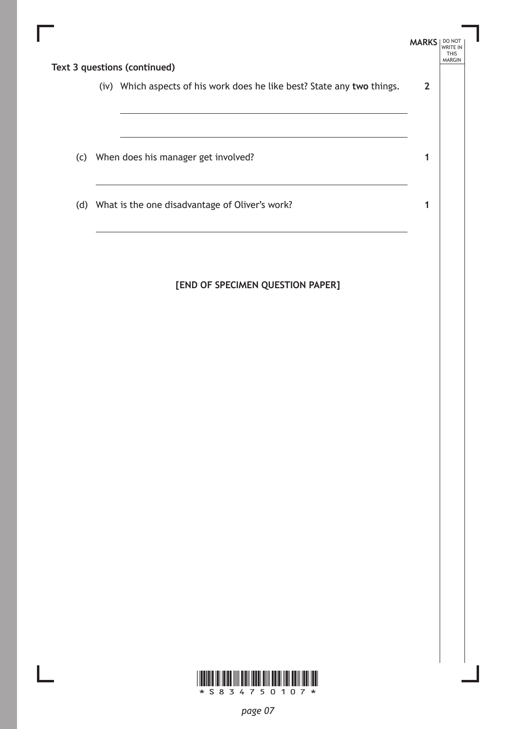**Text 3 questions (continued)**

MARKS

(iv) Which aspects of his work does he like best? State any **two** things. **2**

(c) When does his manager get involved? **1**

(d) What is the one disadvantage of Oliver's work? **1**

**[END OF SPECIMEN QUESTION PAPER]**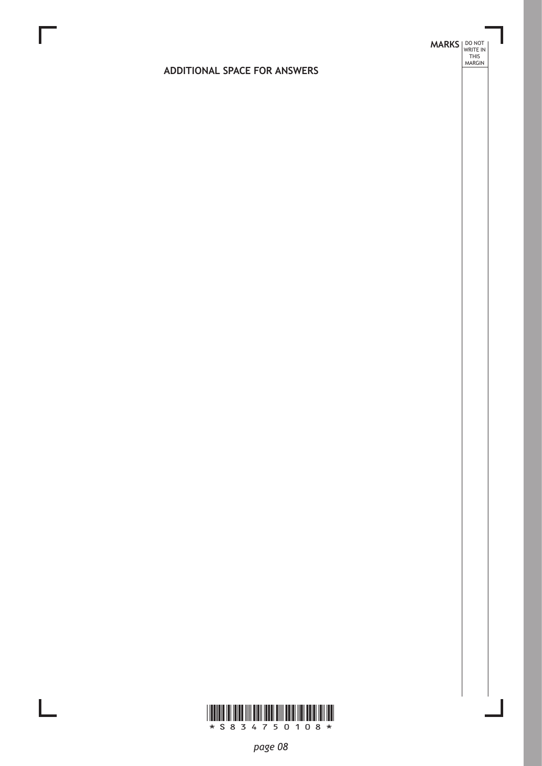## ADDITIONAL SPACE FOR ANSWERS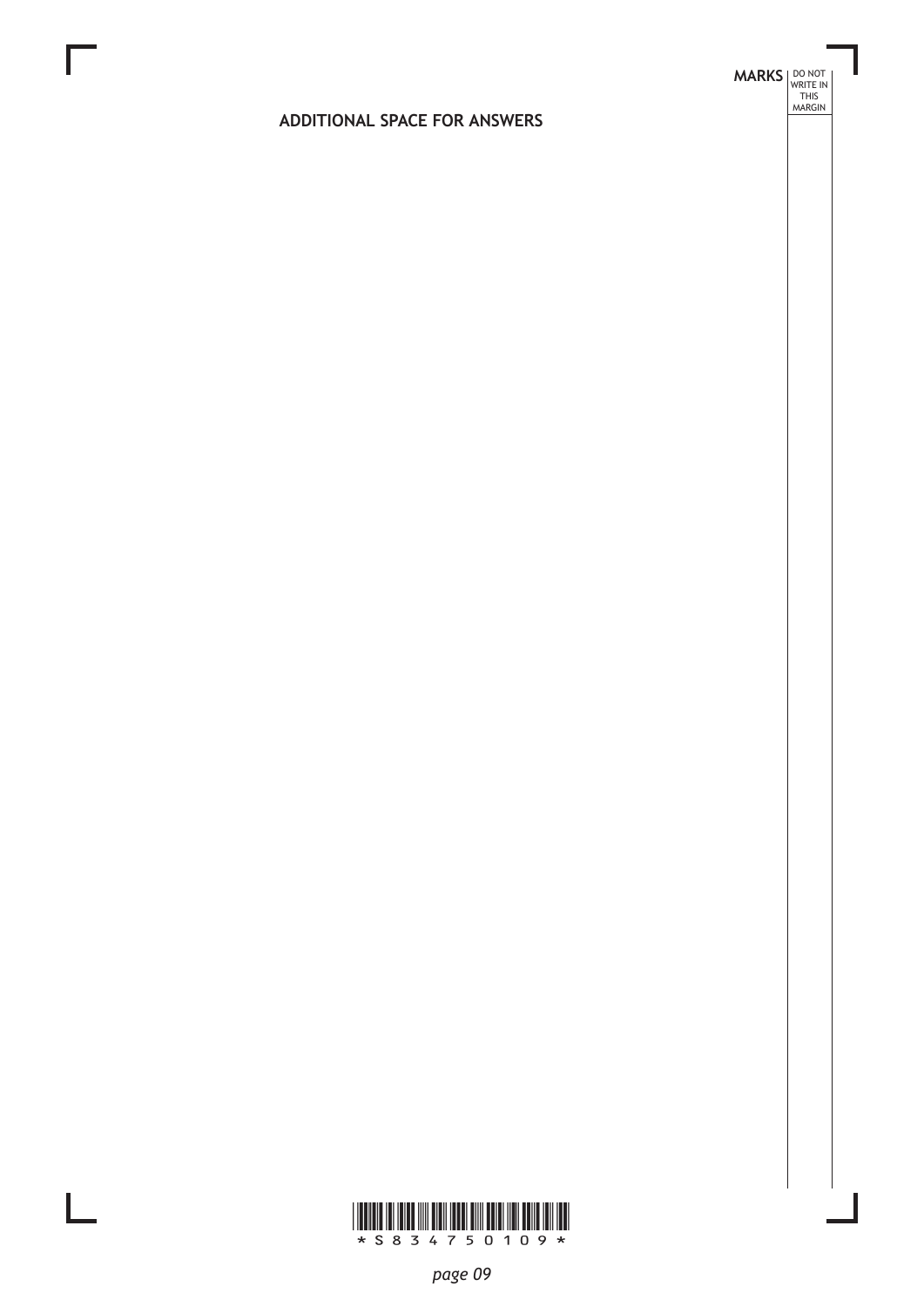## ADDITIONAL SPACE FOR ANSWERS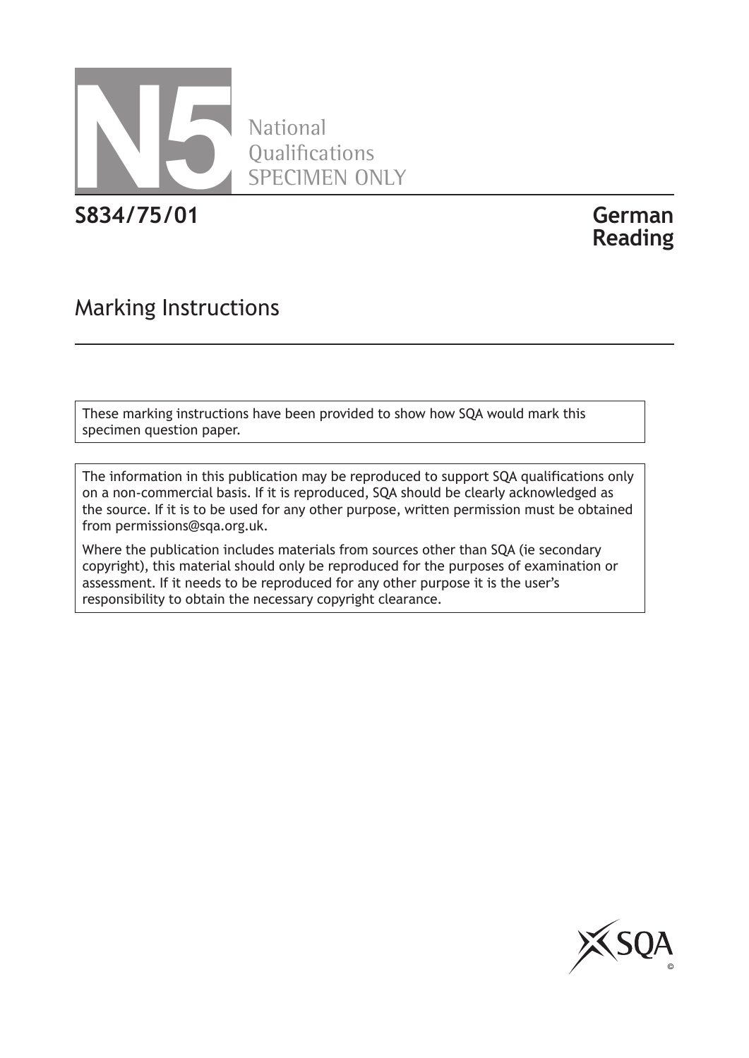# N5

National
Qualifications
SPECIMEN ONLY

**S834/75/01**

**German**
**Reading**

## Marking Instructions

These marking instructions have been provided to show how SQA would mark this specimen question paper.

The information in this publication may be reproduced to support SQA qualifications only on a non-commercial basis. If it is reproduced, SQA should be clearly acknowledged as the source. If it is to be used for any other purpose, written permission must be obtained from permissions@sqa.org.uk.

Where the publication includes materials from sources other than SQA (ie secondary copyright), this material should only be reproduced for the purposes of examination or assessment. If it needs to be reproduced for any other purpose it is the user's responsibility to obtain the necessary copyright clearance.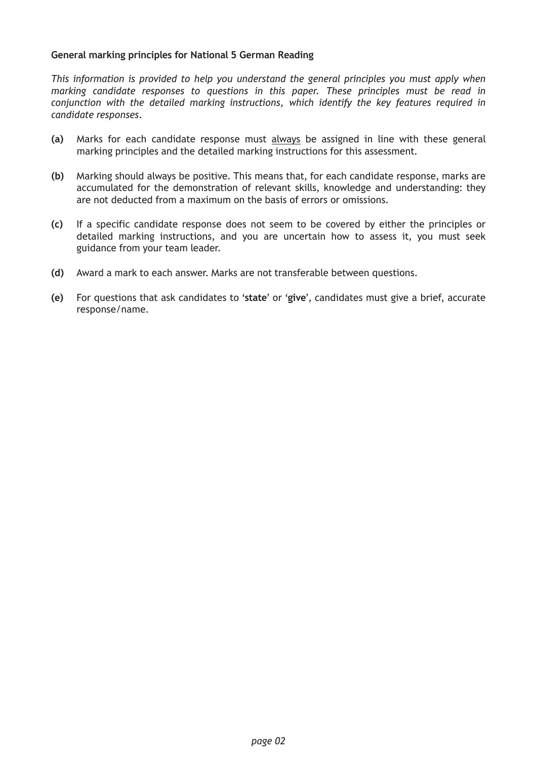**General marking principles for National 5 German Reading**

*This information is provided to help you understand the general principles you must apply when marking candidate responses to questions in this paper. These principles must be read in conjunction with the detailed marking instructions, which identify the key features required in candidate responses.*

**(a)** Marks for each candidate response must always be assigned in line with these general marking principles and the detailed marking instructions for this assessment.

**(b)** Marking should always be positive. This means that, for each candidate response, marks are accumulated for the demonstration of relevant skills, knowledge and understanding: they are not deducted from a maximum on the basis of errors or omissions.

**(c)** If a specific candidate response does not seem to be covered by either the principles or detailed marking instructions, and you are uncertain how to assess it, you must seek guidance from your team leader.

**(d)** Award a mark to each answer. Marks are not transferable between questions.

**(e)** For questions that ask candidates to '**state**' or '**give**', candidates must give a brief, accurate response/name.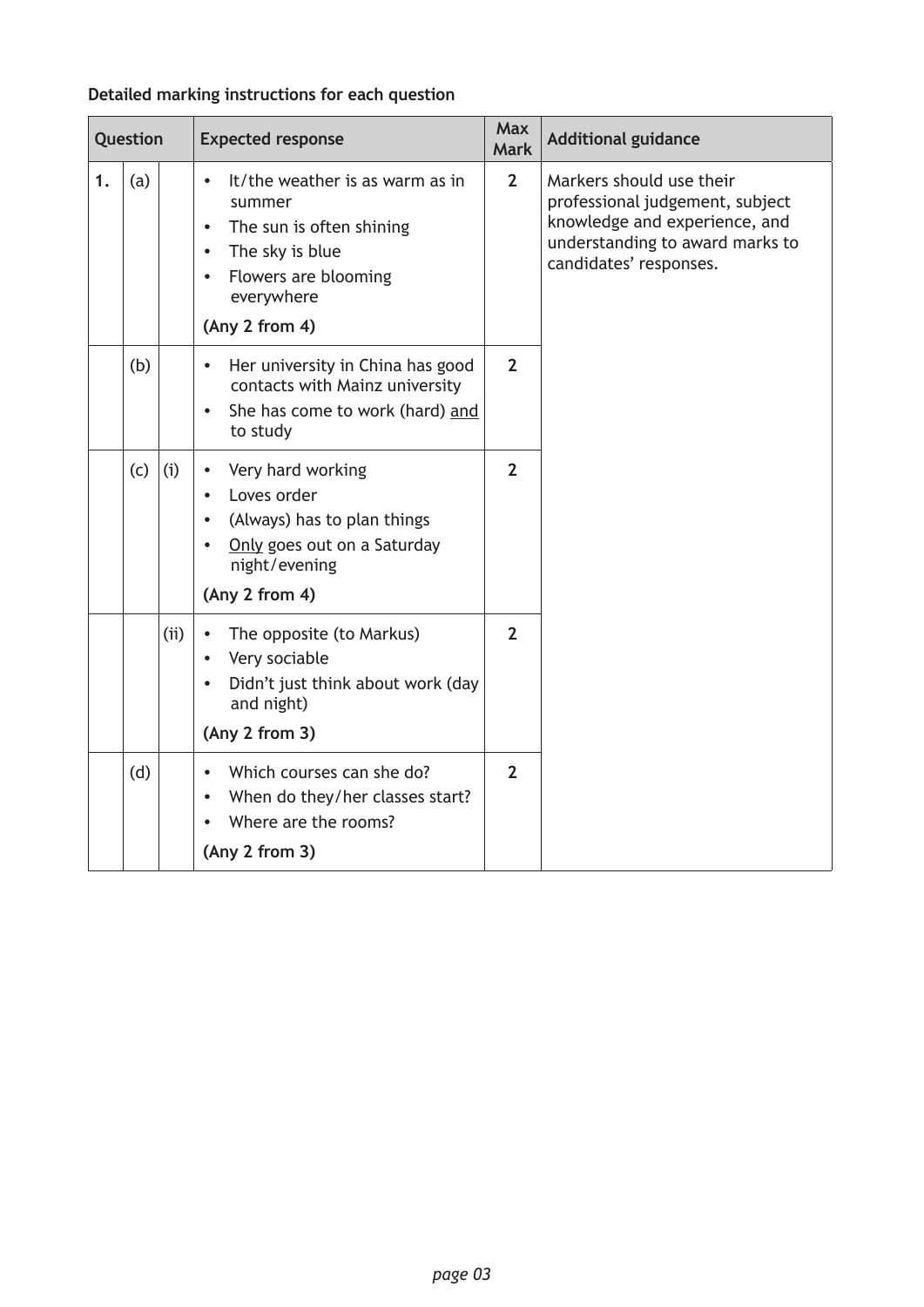**Detailed marking instructions for each question**

| Question | | | Expected response | Max Mark | Additional guidance |
|---|---|---|---|---|---|
| 1. | (a) | | • It/the weather is as warm as in summer<br>• The sun is often shining<br>• The sky is blue<br>• Flowers are blooming everywhere<br>**(Any 2 from 4)** | 2 | Markers should use their professional judgement, subject knowledge and experience, and understanding to award marks to candidates' responses. |
| | (b) | | • Her university in China has good contacts with Mainz university<br>• She has come to work (hard) <u>and</u> to study | 2 | |
| | (c) | (i) | • Very hard working<br>• Loves order<br>• (Always) has to plan things<br>• <u>Only</u> goes out on a Saturday night/evening<br>**(Any 2 from 4)** | 2 | |
| | | (ii) | • The opposite (to Markus)<br>• Very sociable<br>• Didn't just think about work (day and night)<br>**(Any 2 from 3)** | 2 | |
| | (d) | | • Which courses can she do?<br>• When do they/her classes start?<br>• Where are the rooms?<br>**(Any 2 from 3)** | 2 | |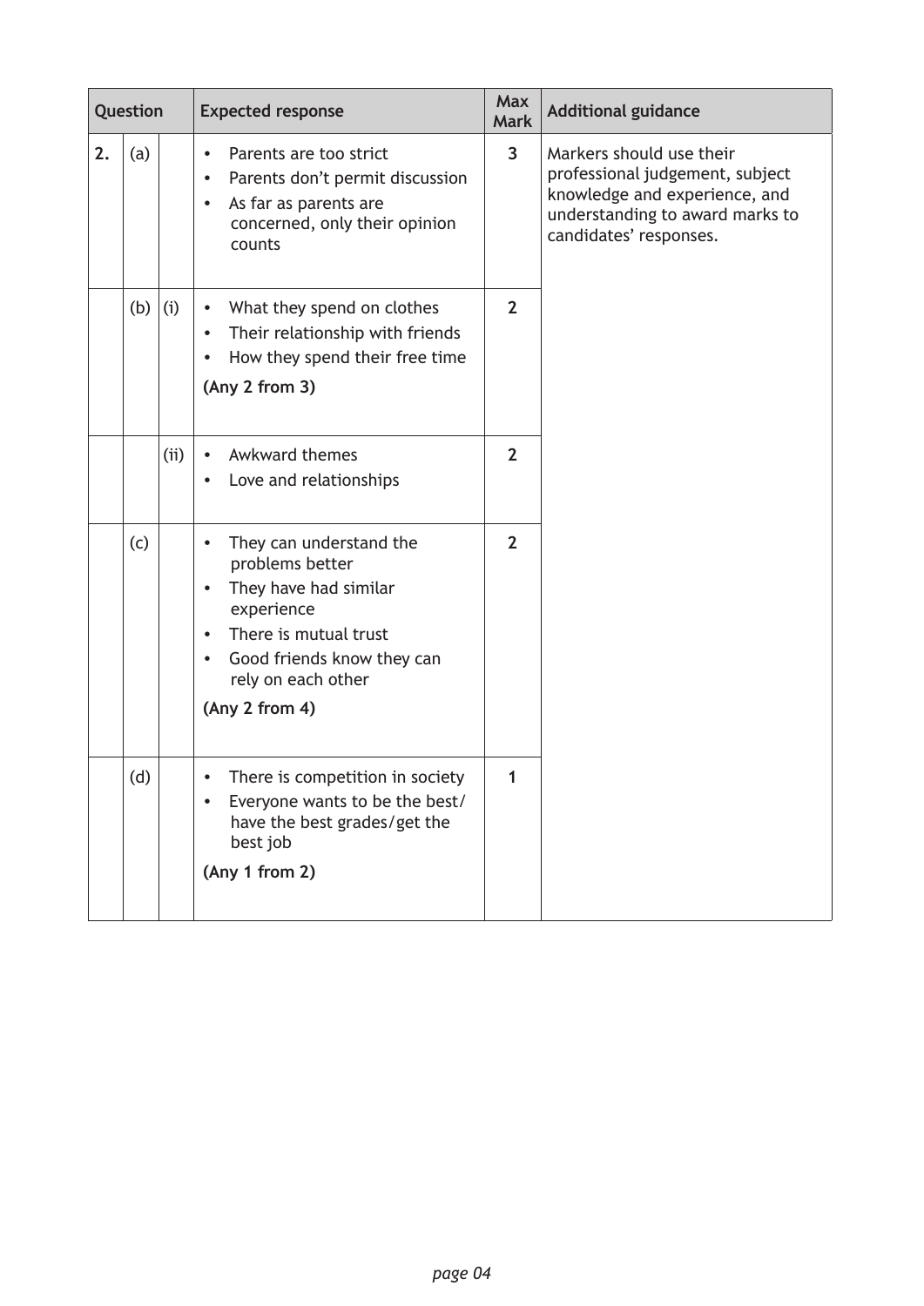| Question | | | Expected response | Max Mark | Additional guidance |
|---|---|---|---|---|---|
| 2. | (a) | | • Parents are too strict<br>• Parents don't permit discussion<br>• As far as parents are concerned, only their opinion counts | 3 | Markers should use their professional judgement, subject knowledge and experience, and understanding to award marks to candidates' responses. |
| | (b) | (i) | • What they spend on clothes<br>• Their relationship with friends<br>• How they spend their free time<br>**(Any 2 from 3)** | 2 | |
| | | (ii) | • Awkward themes<br>• Love and relationships | 2 | |
| | (c) | | • They can understand the problems better<br>• They have had similar experience<br>• There is mutual trust<br>• Good friends know they can rely on each other<br>**(Any 2 from 4)** | 2 | |
| | (d) | | • There is competition in society<br>• Everyone wants to be the best/have the best grades/get the best job<br>**(Any 1 from 2)** | 1 | |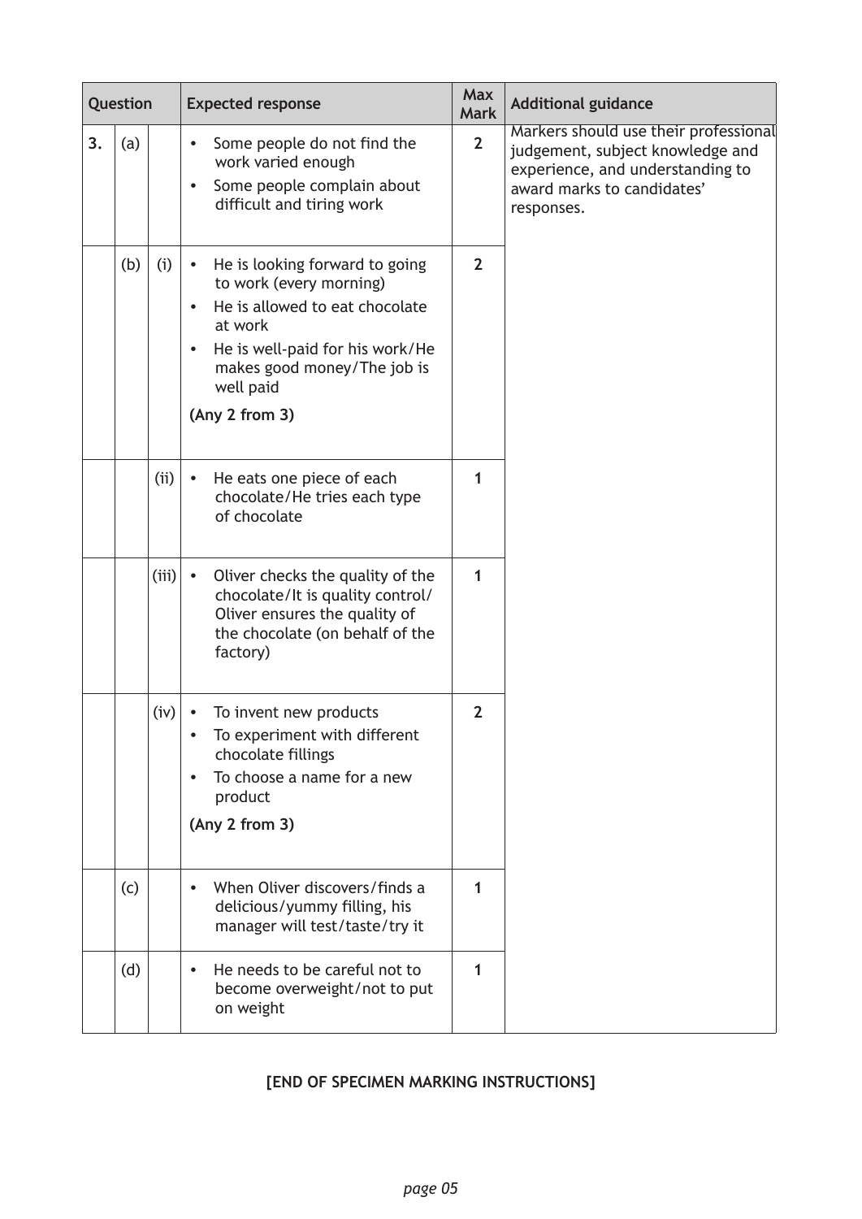| Question | | | Expected response | Max Mark | Additional guidance |
|---|---|---|---|---|---|
| 3. | (a) | | • Some people do not find the work varied enough<br>• Some people complain about difficult and tiring work | 2 | Markers should use their professional judgement, subject knowledge and experience, and understanding to award marks to candidates' responses. |
| | (b) | (i) | • He is looking forward to going to work (every morning)<br>• He is allowed to eat chocolate at work<br>• He is well-paid for his work/He makes good money/The job is well paid<br>**(Any 2 from 3)** | 2 | |
| | | (ii) | • He eats one piece of each chocolate/He tries each type of chocolate | 1 | |
| | | (iii) | • Oliver checks the quality of the chocolate/It is quality control/Oliver ensures the quality of the chocolate (on behalf of the factory) | 1 | |
| | | (iv) | • To invent new products<br>• To experiment with different chocolate fillings<br>• To choose a name for a new product<br>**(Any 2 from 3)** | 2 | |
| | (c) | | • When Oliver discovers/finds a delicious/yummy filling, his manager will test/taste/try it | 1 | |
| | (d) | | • He needs to be careful not to become overweight/not to put on weight | 1 | |

**[END OF SPECIMEN MARKING INSTRUCTIONS]**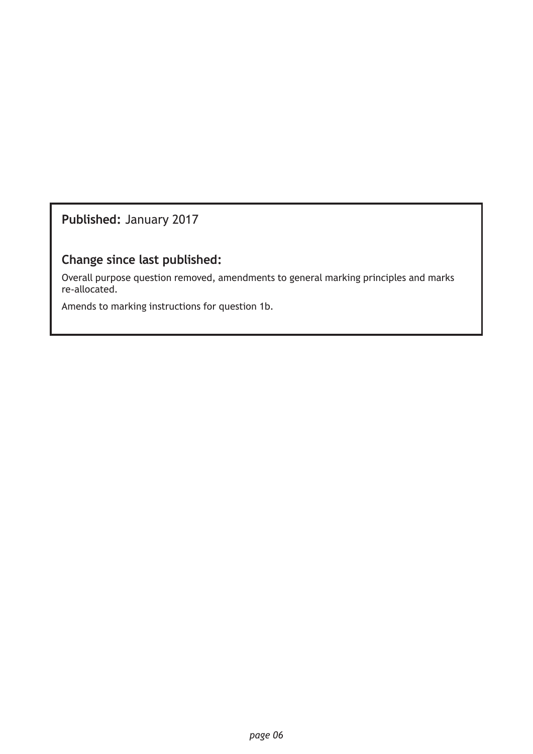**Published:** January 2017

## Change since last published:

Overall purpose question removed, amendments to general marking principles and marks re-allocated.

Amends to marking instructions for question 1b.